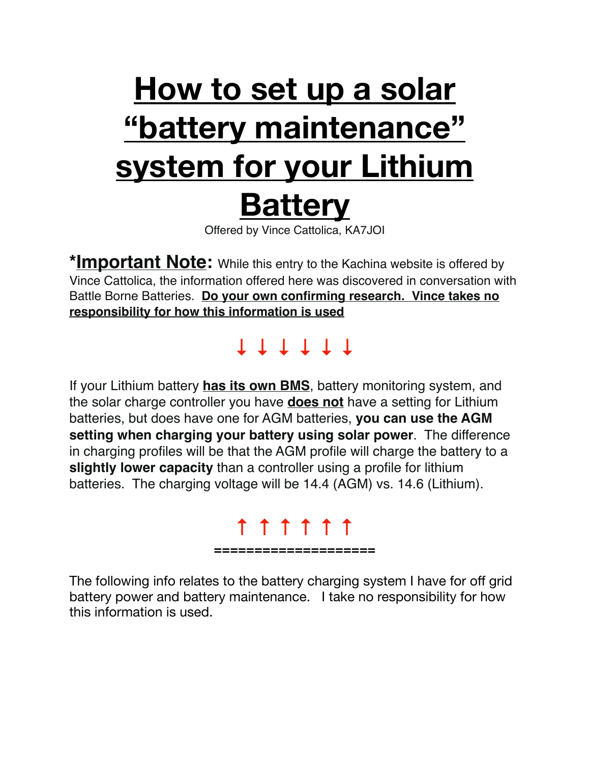# How to set up a solar "battery maintenance" system for your Lithium Battery

Offered by Vince Cattolica, KA7JOI

***Important Note:** While this entry to the Kachina website is offered by Vince Cattolica, the information offered here was discovered in conversation with Battle Borne Batteries. **Do your own confirming research. Vince takes no responsibility for how this information is used**

↓ ↓ ↓ ↓ ↓ ↓

If your Lithium battery **has its own BMS**, battery monitoring system, and the solar charge controller you have **does not** have a setting for Lithium batteries, but does have one for AGM batteries, **you can use the AGM setting when charging your battery using solar power**. The difference in charging profiles will be that the AGM profile will charge the battery to a **slightly lower capacity** than a controller using a profile for lithium batteries. The charging voltage will be 14.4 (AGM) vs. 14.6 (Lithium).

↑ ↑ ↑ ↑ ↑ ↑

====================

The following info relates to the battery charging system I have for off grid battery power and battery maintenance. I take no responsibility for how this information is used.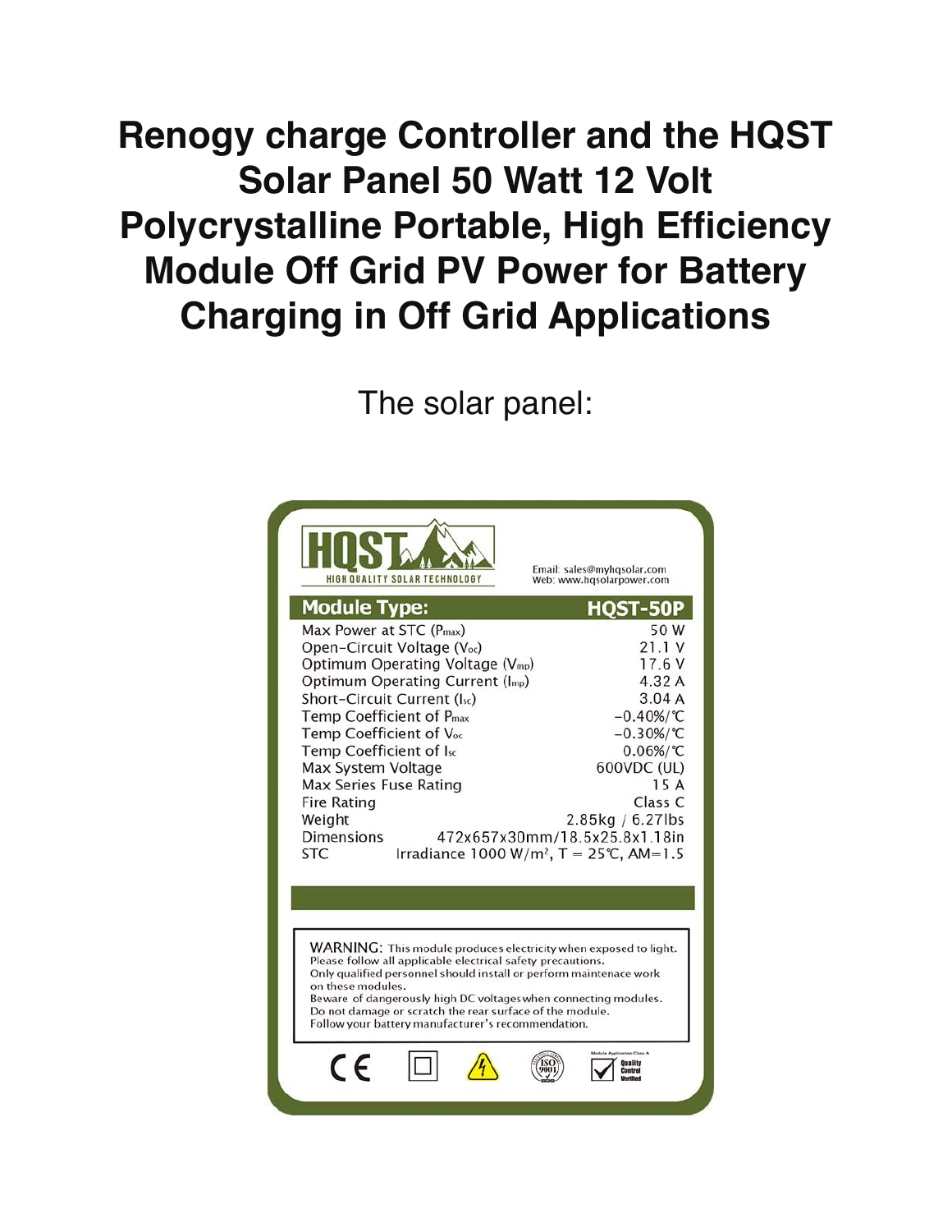# Renogy charge Controller and the HQST Solar Panel 50 Watt 12 Volt Polycrystalline Portable, High Efficiency Module Off Grid PV Power for Battery Charging in Off Grid Applications

The solar panel:

**HQST** HIGH QUALITY SOLAR TECHNOLOGY

Email: sales@myhqsolar.com
Web: www.hqsolarpower.com

| Module Type: | HQST-50P |
|---|---|
| Max Power at STC ($P_{max}$) | 50 W |
| Open-Circuit Voltage ($V_{oc}$) | 21.1 V |
| Optimum Operating Voltage ($V_{mp}$) | 17.6 V |
| Optimum Operating Current ($I_{mp}$) | 4.32 A |
| Short-Circuit Current ($I_{sc}$) | 3.04 A |
| Temp Coefficient of $P_{max}$ | −0.40%/℃ |
| Temp Coefficient of $V_{oc}$ | −0.30%/℃ |
| Temp Coefficient of $I_{sc}$ | 0.06%/℃ |
| Max System Voltage | 600VDC (UL) |
| Max Series Fuse Rating | 15 A |
| Fire Rating | Class C |
| Weight | 2.85kg / 6.27lbs |
| Dimensions | 472x657x30mm/18.5x25.8x1.18in |
| STC | Irradiance 1000 W/m², T = 25℃, AM=1.5 |

WARNING: This module produces electricity when exposed to light.
Please follow all applicable electrical safety precautions.
Only qualified personnel should install or perform maintenance work on these modules.
Beware of dangerously high DC voltages when connecting modules.
Do not damage or scratch the rear surface of the module.
Follow your battery manufacturer's recommendation.

CE | ISO 9001 | Module Application Class A | Quality Control Verified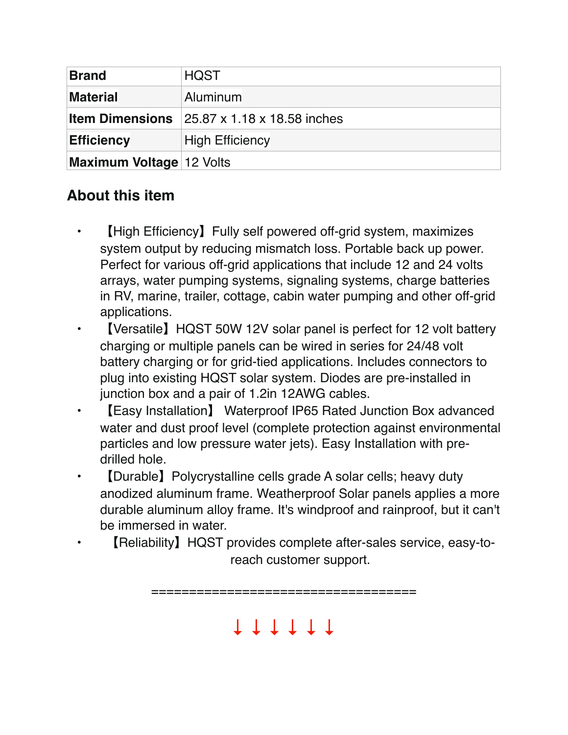| Brand | HQST |
|---|---|
| Material | Aluminum |
| Item Dimensions | 25.87 x 1.18 x 18.58 inches |
| Efficiency | High Efficiency |
| Maximum Voltage | 12 Volts |

## About this item

- 【High Efficiency】Fully self powered off-grid system, maximizes system output by reducing mismatch loss. Portable back up power. Perfect for various off-grid applications that include 12 and 24 volts arrays, water pumping systems, signaling systems, charge batteries in RV, marine, trailer, cottage, cabin water pumping and other off-grid applications.
- 【Versatile】HQST 50W 12V solar panel is perfect for 12 volt battery charging or multiple panels can be wired in series for 24/48 volt battery charging or for grid-tied applications. Includes connectors to plug into existing HQST solar system. Diodes are pre-installed in junction box and a pair of 1.2in 12AWG cables.
- 【Easy Installation】 Waterproof IP65 Rated Junction Box advanced water and dust proof level (complete protection against environmental particles and low pressure water jets). Easy Installation with pre-drilled hole.
- 【Durable】Polycrystalline cells grade A solar cells; heavy duty anodized aluminum frame. Weatherproof Solar panels applies a more durable aluminum alloy frame. It's windproof and rainproof, but it can't be immersed in water.
- 【Reliability】HQST provides complete after-sales service, easy-to-reach customer support.

===================================

↓ ↓ ↓ ↓ ↓ ↓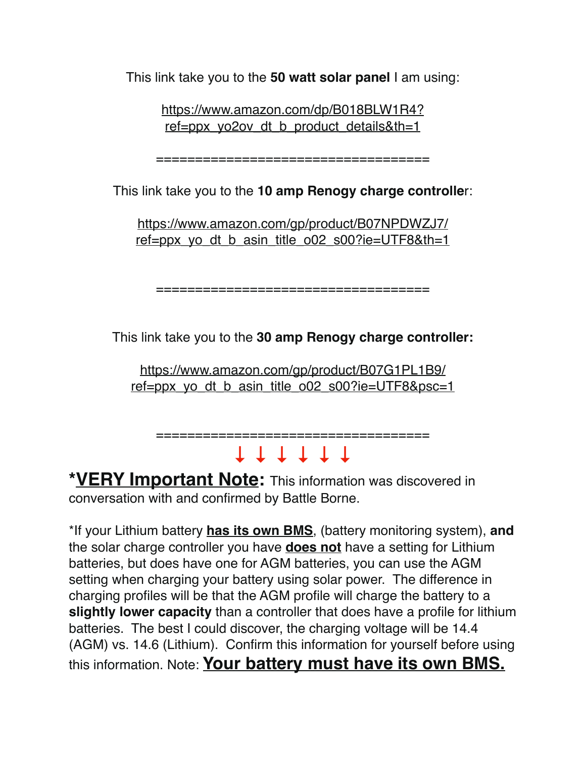This link take you to the **50 watt solar panel** I am using:

https://www.amazon.com/dp/B018BLW1R4?ref=ppx_yo2ov_dt_b_product_details&th=1

===================================

This link take you to the **10 amp Renogy charge controlle**r:

https://www.amazon.com/gp/product/B07NPDWZJ7/ref=ppx_yo_dt_b_asin_title_o02_s00?ie=UTF8&th=1

===================================

This link take you to the **30 amp Renogy charge controller:**

https://www.amazon.com/gp/product/B07G1PL1B9/ref=ppx_yo_dt_b_asin_title_o02_s00?ie=UTF8&psc=1

===================================

↓ ↓ ↓ ↓ ↓ ↓

***VERY Important Note:** This information was discovered in conversation with and confirmed by Battle Borne.

*If your Lithium battery **has its own BMS**, (battery monitoring system), **and** the solar charge controller you have **does not** have a setting for Lithium batteries, but does have one for AGM batteries, you can use the AGM setting when charging your battery using solar power. The difference in charging profiles will be that the AGM profile will charge the battery to a **slightly lower capacity** than a controller that does have a profile for lithium batteries. The best I could discover, the charging voltage will be 14.4 (AGM) vs. 14.6 (Lithium). Confirm this information for yourself before using this information. Note: **Your battery must have its own BMS.**